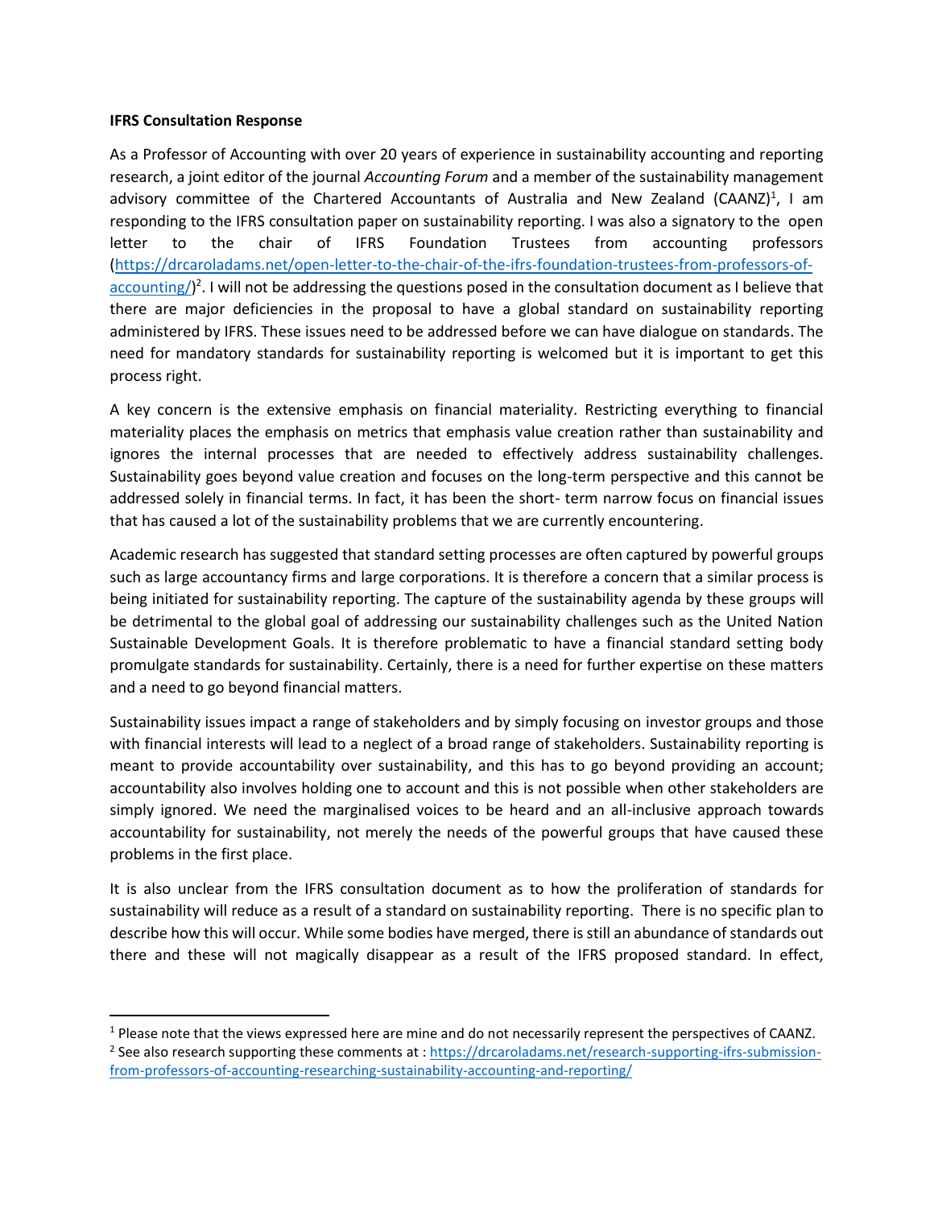**IFRS Consultation Response**

As a Professor of Accounting with over 20 years of experience in sustainability accounting and reporting research, a joint editor of the journal *Accounting Forum* and a member of the sustainability management advisory committee of the Chartered Accountants of Australia and New Zealand (CAANZ)[1], I am responding to the IFRS consultation paper on sustainability reporting. I was also a signatory to the open letter to the chair of IFRS Foundation Trustees from accounting professors ([https://drcaroladams.net/open-letter-to-the-chair-of-the-ifrs-foundation-trustees-from-professors-of-accounting/](https://drcaroladams.net/open-letter-to-the-chair-of-the-ifrs-foundation-trustees-from-professors-of-accounting/))[2]. I will not be addressing the questions posed in the consultation document as I believe that there are major deficiencies in the proposal to have a global standard on sustainability reporting administered by IFRS. These issues need to be addressed before we can have dialogue on standards. The need for mandatory standards for sustainability reporting is welcomed but it is important to get this process right.

A key concern is the extensive emphasis on financial materiality. Restricting everything to financial materiality places the emphasis on metrics that emphasis value creation rather than sustainability and ignores the internal processes that are needed to effectively address sustainability challenges. Sustainability goes beyond value creation and focuses on the long-term perspective and this cannot be addressed solely in financial terms. In fact, it has been the short- term narrow focus on financial issues that has caused a lot of the sustainability problems that we are currently encountering.

Academic research has suggested that standard setting processes are often captured by powerful groups such as large accountancy firms and large corporations. It is therefore a concern that a similar process is being initiated for sustainability reporting. The capture of the sustainability agenda by these groups will be detrimental to the global goal of addressing our sustainability challenges such as the United Nation Sustainable Development Goals. It is therefore problematic to have a financial standard setting body promulgate standards for sustainability. Certainly, there is a need for further expertise on these matters and a need to go beyond financial matters.

Sustainability issues impact a range of stakeholders and by simply focusing on investor groups and those with financial interests will lead to a neglect of a broad range of stakeholders. Sustainability reporting is meant to provide accountability over sustainability, and this has to go beyond providing an account; accountability also involves holding one to account and this is not possible when other stakeholders are simply ignored. We need the marginalised voices to be heard and an all-inclusive approach towards accountability for sustainability, not merely the needs of the powerful groups that have caused these problems in the first place.

It is also unclear from the IFRS consultation document as to how the proliferation of standards for sustainability will reduce as a result of a standard on sustainability reporting. There is no specific plan to describe how this will occur. While some bodies have merged, there is still an abundance of standards out there and these will not magically disappear as a result of the IFRS proposed standard. In effect,

---

[1] Please note that the views expressed here are mine and do not necessarily represent the perspectives of CAANZ.

[2] See also research supporting these comments at : [https://drcaroladams.net/research-supporting-ifrs-submission-from-professors-of-accounting-researching-sustainability-accounting-and-reporting/](https://drcaroladams.net/research-supporting-ifrs-submission-from-professors-of-accounting-researching-sustainability-accounting-and-reporting/)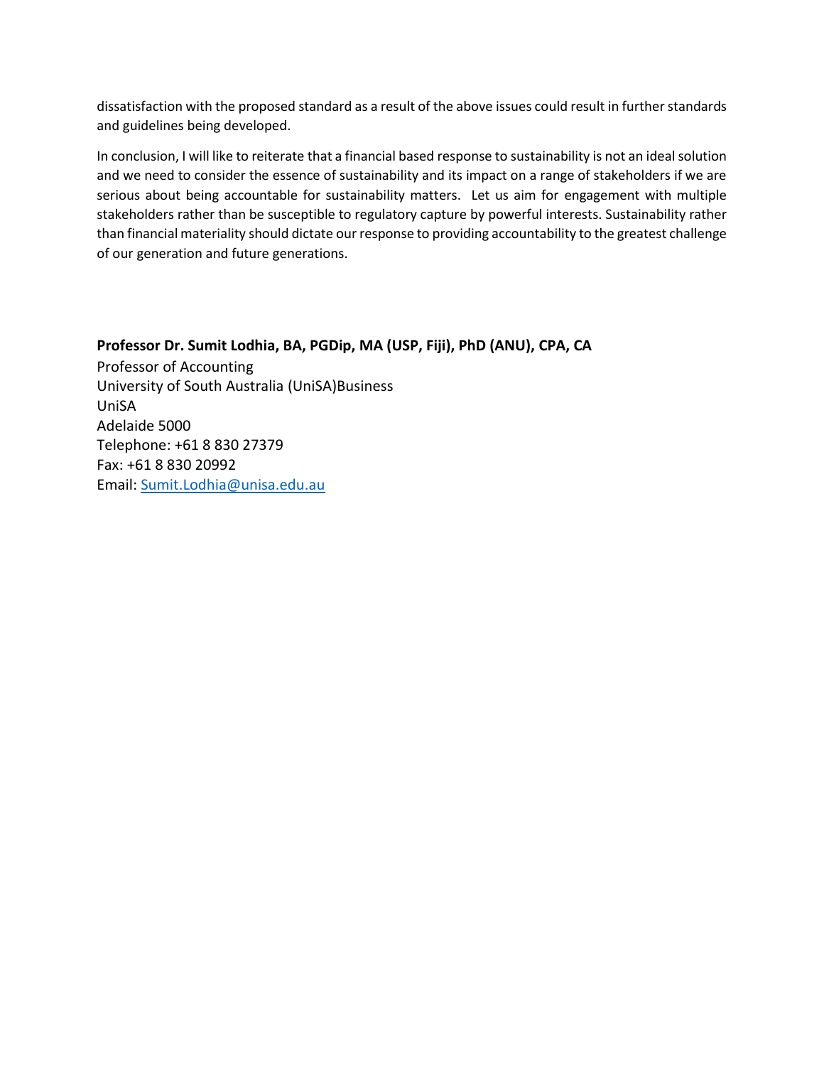dissatisfaction with the proposed standard as a result of the above issues could result in further standards and guidelines being developed.

In conclusion, I will like to reiterate that a financial based response to sustainability is not an ideal solution and we need to consider the essence of sustainability and its impact on a range of stakeholders if we are serious about being accountable for sustainability matters. Let us aim for engagement with multiple stakeholders rather than be susceptible to regulatory capture by powerful interests. Sustainability rather than financial materiality should dictate our response to providing accountability to the greatest challenge of our generation and future generations.

**Professor Dr. Sumit Lodhia, BA, PGDip, MA (USP, Fiji), PhD (ANU), CPA, CA**
Professor of Accounting
University of South Australia (UniSA)Business
UniSA
Adelaide 5000
Telephone: +61 8 830 27379
Fax: +61 8 830 20992
Email: Sumit.Lodhia@unisa.edu.au